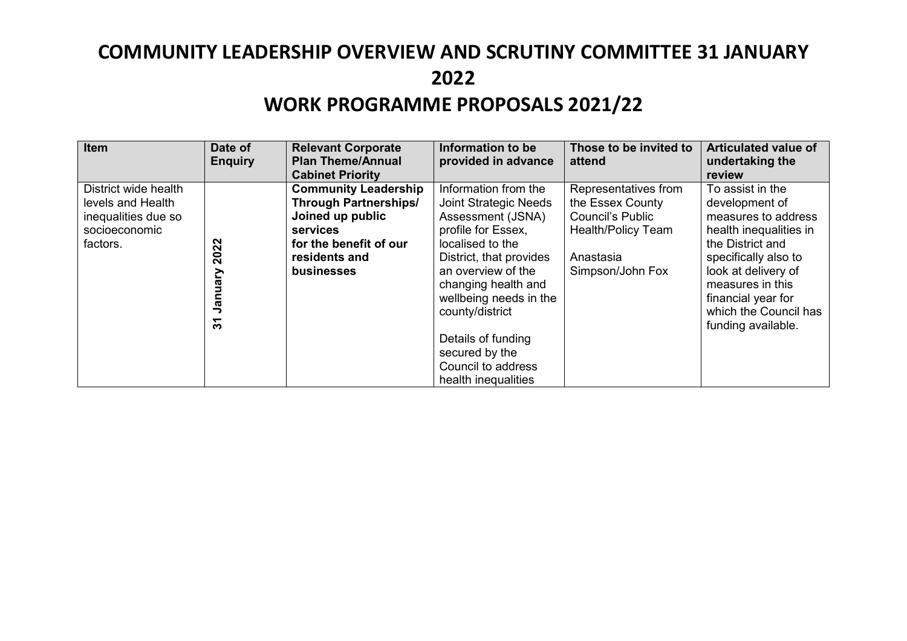# COMMUNITY LEADERSHIP OVERVIEW AND SCRUTINY COMMITTEE 31 JANUARY 2022

# WORK PROGRAMME PROPOSALS 2021/22

| Item | Date of Enquiry | Relevant Corporate Plan Theme/Annual Cabinet Priority | Information to be provided in advance | Those to be invited to attend | Articulated value of undertaking the review |
|---|---|---|---|---|---|
| District wide health levels and Health inequalities due so socioeconomic factors. | 31 January 2022 | **Community Leadership Through Partnerships/ Joined up public services for the benefit of our residents and businesses** | Information from the Joint Strategic Needs Assessment (JSNA) profile for Essex, localised to the District, that provides an overview of the changing health and wellbeing needs in the county/district<br><br>Details of funding secured by the Council to address health inequalities | Representatives from the Essex County Council's Public Health/Policy Team<br><br>Anastasia Simpson/John Fox | To assist in the development of measures to address health inequalities in the District and specifically also to look at delivery of measures in this financial year for which the Council has funding available. |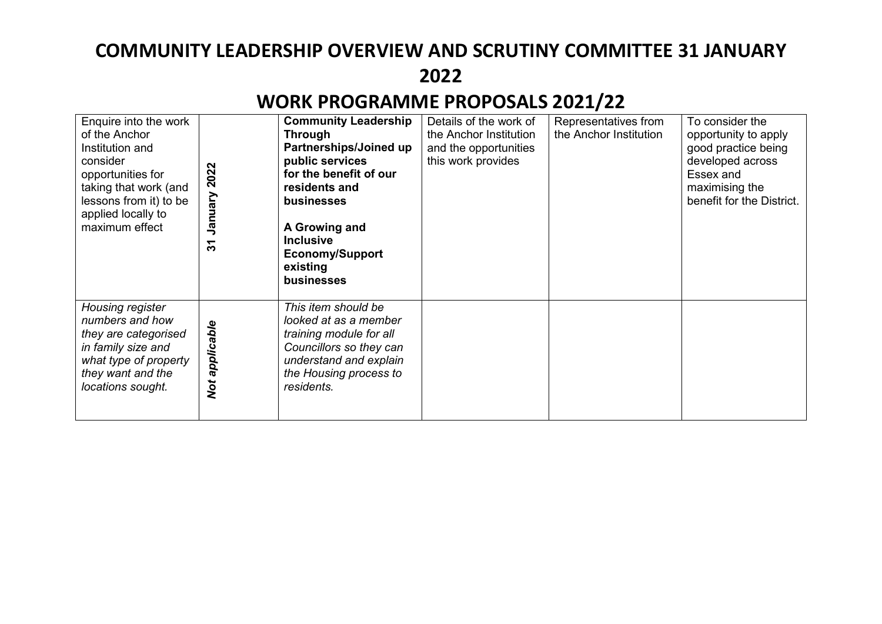# COMMUNITY LEADERSHIP OVERVIEW AND SCRUTINY COMMITTEE 31 JANUARY 2022

# WORK PROGRAMME PROPOSALS 2021/22

| | | | | | |
|---|---|---|---|---|---|
| Enquire into the work of the Anchor Institution and consider opportunities for taking that work (and lessons from it) to be applied locally to maximum effect | **31 January 2022** | **Community Leadership Through Partnerships/Joined up public services for the benefit of our residents and businesses**<br><br>**A Growing and Inclusive Economy/Support existing businesses** | Details of the work of the Anchor Institution and the opportunities this work provides | Representatives from the Anchor Institution | To consider the opportunity to apply good practice being developed across Essex and maximising the benefit for the District. |
| *Housing register numbers and how they are categorised in family size and what type of property they want and the locations sought.* | ***Not applicable*** | *This item should be looked at as a member training module for all Councillors so they can understand and explain the Housing process to residents.* | | | |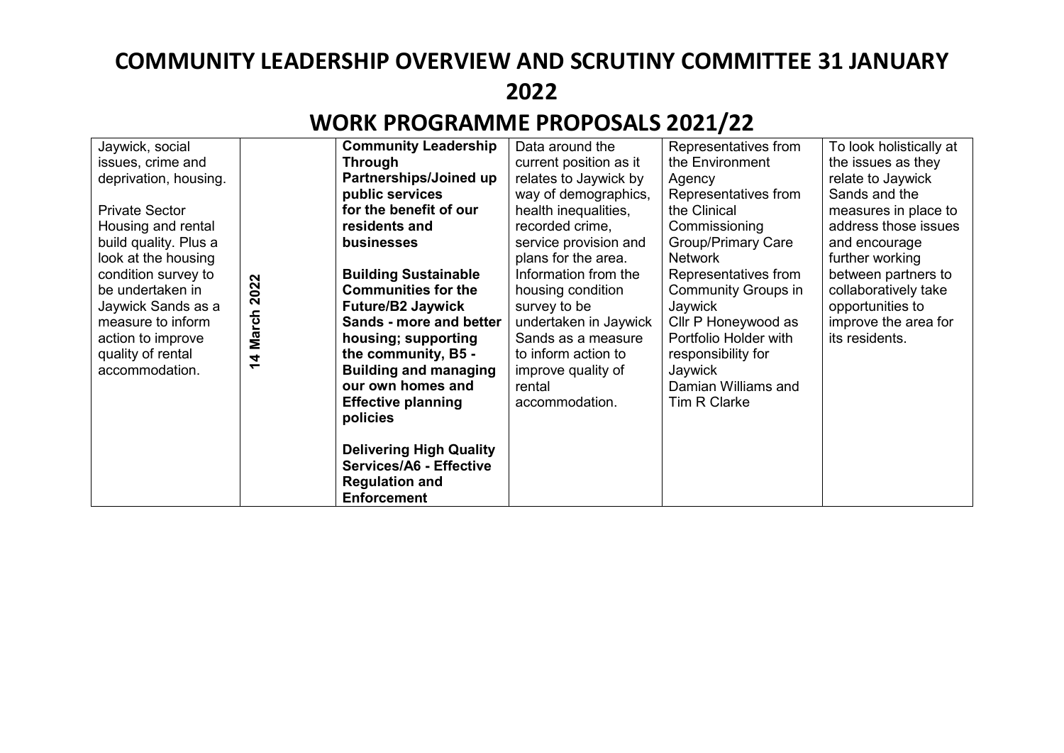# COMMUNITY LEADERSHIP OVERVIEW AND SCRUTINY COMMITTEE 31 JANUARY 2022

# WORK PROGRAMME PROPOSALS 2021/22

| | | | | | |
|---|---|---|---|---|---|
| Jaywick, social issues, crime and deprivation, housing.<br><br>Private Sector Housing and rental build quality. Plus a look at the housing condition survey to be undertaken in Jaywick Sands as a measure to inform action to improve quality of rental accommodation. | **14 March 2022** | **Community Leadership Through Partnerships/Joined up public services for the benefit of our residents and businesses**<br><br>**Building Sustainable Communities for the Future/B2 Jaywick Sands - more and better housing; supporting the community, B5 - Building and managing our own homes and Effective planning policies**<br><br>**Delivering High Quality Services/A6 - Effective Regulation and Enforcement** | Data around the current position as it relates to Jaywick by way of demographics, health inequalities, recorded crime, service provision and plans for the area. Information from the housing condition survey to be undertaken in Jaywick Sands as a measure to inform action to improve quality of rental accommodation. | Representatives from the Environment Agency<br>Representatives from the Clinical Commissioning Group/Primary Care Network<br>Representatives from Community Groups in Jaywick<br>Cllr P Honeywood as Portfolio Holder with responsibility for Jaywick<br>Damian Williams and Tim R Clarke | To look holistically at the issues as they relate to Jaywick Sands and the measures in place to address those issues and encourage further working between partners to collaboratively take opportunities to improve the area for its residents. |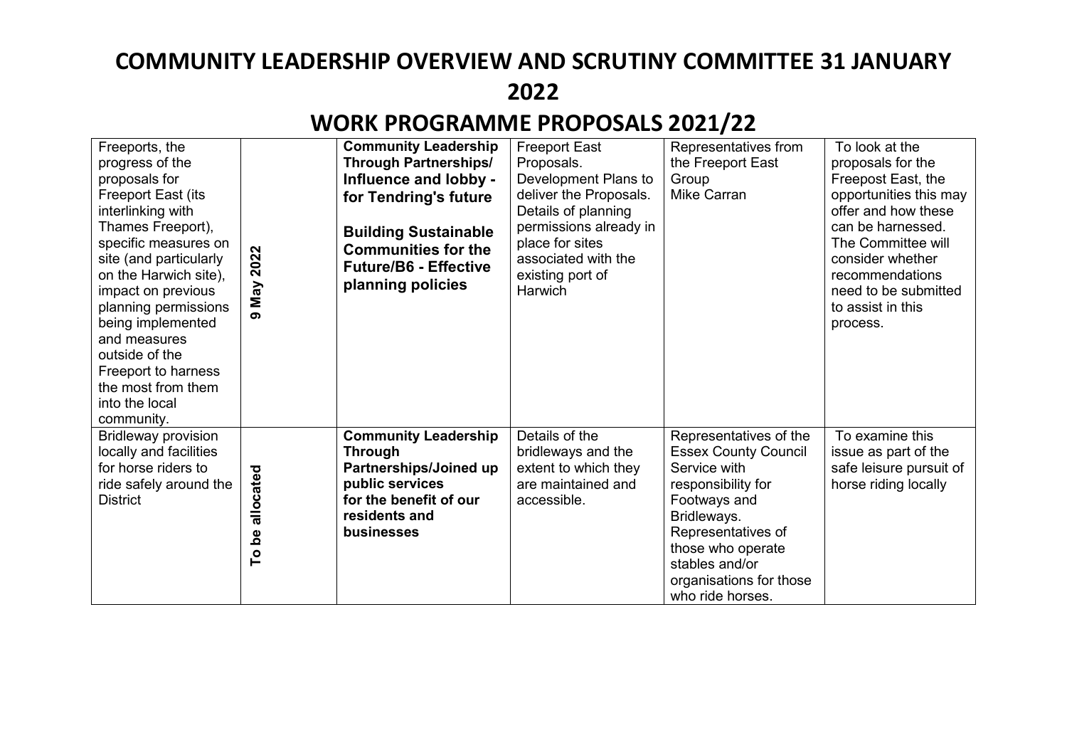# COMMUNITY LEADERSHIP OVERVIEW AND SCRUTINY COMMITTEE 31 JANUARY 2022

# WORK PROGRAMME PROPOSALS 2021/22

| | | | | | |
|---|---|---|---|---|---|
| Freeports, the progress of the proposals for Freeport East (its interlinking with Thames Freeport), specific measures on site (and particularly on the Harwich site), impact on previous planning permissions being implemented and measures outside of the Freeport to harness the most from them into the local community. | **9 May 2022** | **Community Leadership Through Partnerships/ Influence and lobby - for Tendring's future**<br><br>**Building Sustainable Communities for the Future/B6 - Effective planning policies** | Freeport East Proposals. Development Plans to deliver the Proposals. Details of planning permissions already in place for sites associated with the existing port of Harwich | Representatives from the Freeport East Group<br>Mike Carran | To look at the proposals for the Freepost East, the opportunities this may offer and how these can be harnessed. The Committee will consider whether recommendations need to be submitted to assist in this process. |
| Bridleway provision locally and facilities for horse riders to ride safely around the District | **To be allocated** | **Community Leadership Through Partnerships/Joined up public services for the benefit of our residents and businesses** | Details of the bridleways and the extent to which they are maintained and accessible. | Representatives of the Essex County Council Service with responsibility for Footways and Bridleways. Representatives of those who operate stables and/or organisations for those who ride horses. | To examine this issue as part of the safe leisure pursuit of horse riding locally |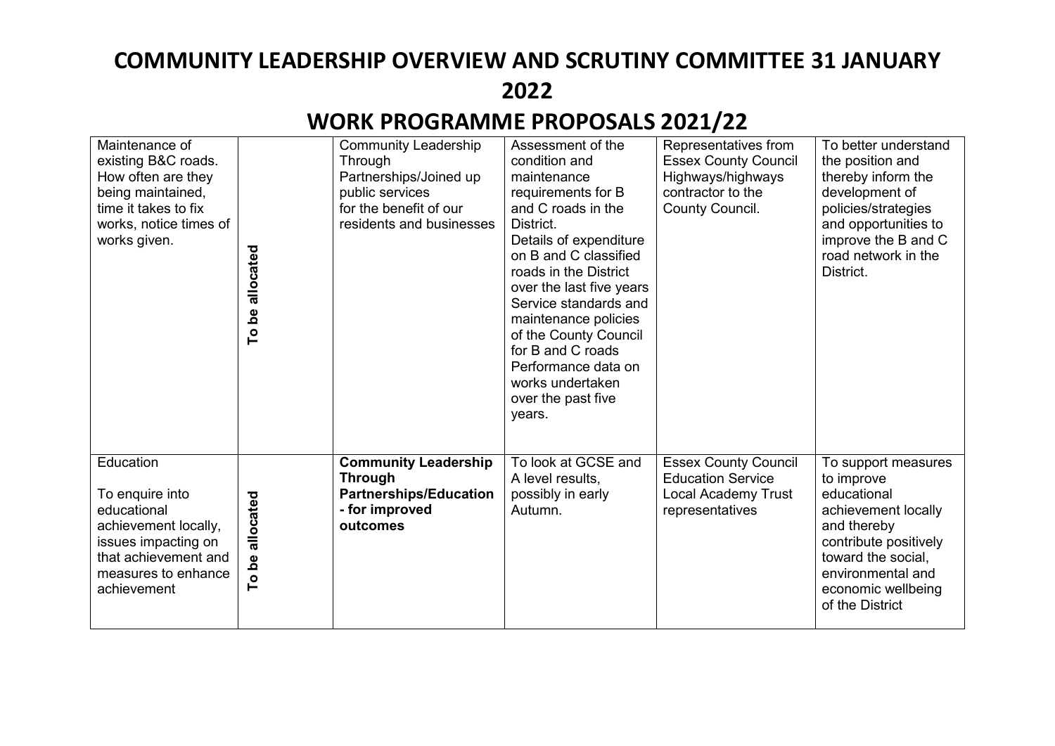# COMMUNITY LEADERSHIP OVERVIEW AND SCRUTINY COMMITTEE 31 JANUARY 2022

# WORK PROGRAMME PROPOSALS 2021/22

| | | | | | |
|---|---|---|---|---|---|
| Maintenance of existing B&C roads. How often are they being maintained, time it takes to fix works, notice times of works given. | **To be allocated** | Community Leadership Through Partnerships/Joined up public services for the benefit of our residents and businesses | Assessment of the condition and maintenance requirements for B and C roads in the District.<br>Details of expenditure on B and C classified roads in the District over the last five years<br>Service standards and maintenance policies of the County Council for B and C roads<br>Performance data on works undertaken over the past five years. | Representatives from Essex County Council Highways/highways contractor to the County Council. | To better understand the position and thereby inform the development of policies/strategies and opportunities to improve the B and C road network in the District. |
| Education<br><br>To enquire into educational achievement locally, issues impacting on that achievement and measures to enhance achievement | **To be allocated** | **Community Leadership Through Partnerships/Education - for improved outcomes** | To look at GCSE and A level results, possibly in early Autumn. | Essex County Council Education Service<br>Local Academy Trust representatives | To support measures to improve educational achievement locally and thereby contribute positively toward the social, environmental and economic wellbeing of the District |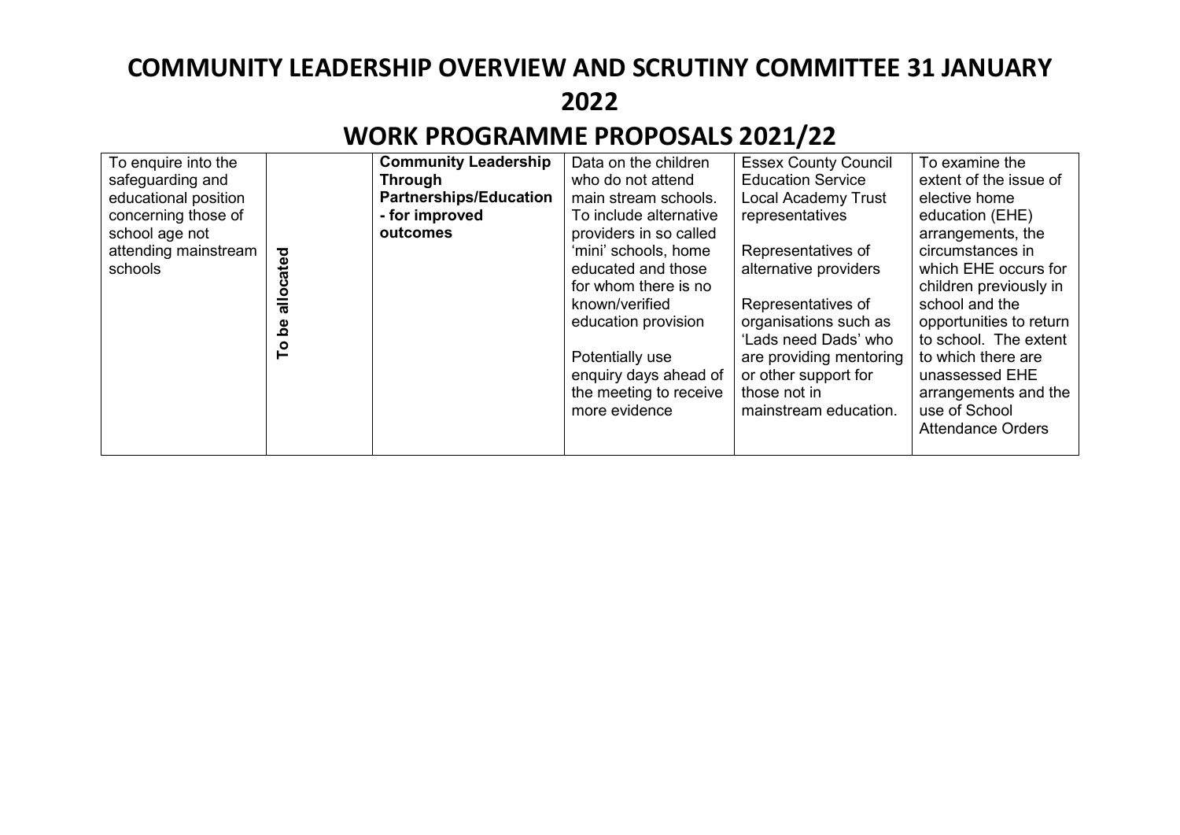# COMMUNITY LEADERSHIP OVERVIEW AND SCRUTINY COMMITTEE 31 JANUARY 2022

# WORK PROGRAMME PROPOSALS 2021/22

| | | | | | |
|---|---|---|---|---|---|
| To enquire into the safeguarding and educational position concerning those of school age not attending mainstream schools | **To be allocated** | **Community Leadership Through Partnerships/Education - for improved outcomes** | Data on the children who do not attend main stream schools. To include alternative providers in so called 'mini' schools, home educated and those for whom there is no known/verified education provision<br><br>Potentially use enquiry days ahead of the meeting to receive more evidence | Essex County Council Education Service Local Academy Trust representatives<br><br>Representatives of alternative providers<br><br>Representatives of organisations such as 'Lads need Dads' who are providing mentoring or other support for those not in mainstream education. | To examine the extent of the issue of elective home education (EHE) arrangements, the circumstances in which EHE occurs for children previously in school and the opportunities to return to school. The extent to which there are unassessed EHE arrangements and the use of School Attendance Orders |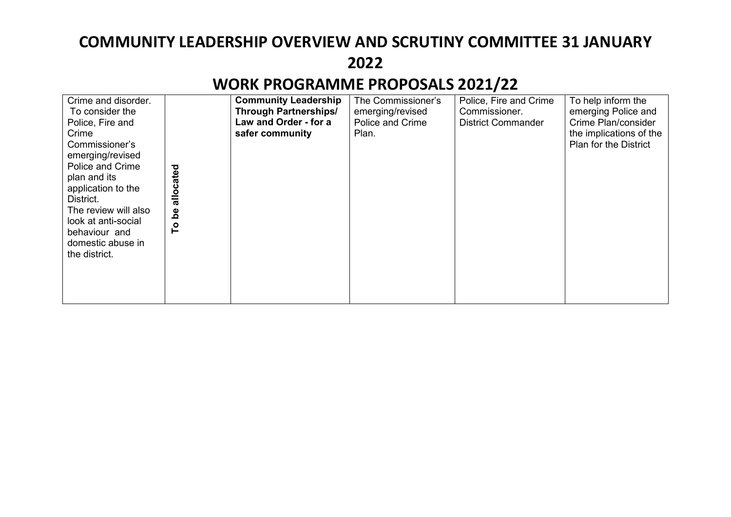# COMMUNITY LEADERSHIP OVERVIEW AND SCRUTINY COMMITTEE 31 JANUARY 2022

# WORK PROGRAMME PROPOSALS 2021/22

| | | | | | |
|---|---|---|---|---|---|
| Crime and disorder. To consider the Police, Fire and Crime Commissioner's emerging/revised Police and Crime plan and its application to the District. The review will also look at anti-social behaviour and domestic abuse in the district. | **To be allocated** | **Community Leadership Through Partnerships/ Law and Order - for a safer community** | The Commissioner's emerging/revised Police and Crime Plan. | Police, Fire and Crime Commissioner. District Commander | To help inform the emerging Police and Crime Plan/consider the implications of the Plan for the District |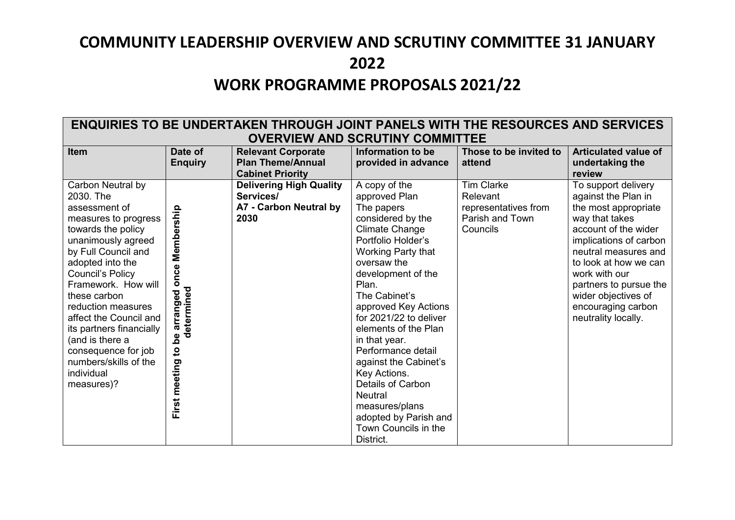# COMMUNITY LEADERSHIP OVERVIEW AND SCRUTINY COMMITTEE 31 JANUARY 2022

# WORK PROGRAMME PROPOSALS 2021/22

| ENQUIRIES TO BE UNDERTAKEN THROUGH JOINT PANELS WITH THE RESOURCES AND SERVICES OVERVIEW AND SCRUTINY COMMITTEE | | | | | |
|---|---|---|---|---|---|
| **Item** | **Date of Enquiry** | **Relevant Corporate Plan Theme/Annual Cabinet Priority** | **Information to be provided in advance** | **Those to be invited to attend** | **Articulated value of undertaking the review** |
| Carbon Neutral by 2030. The assessment of measures to progress towards the policy unanimously agreed by Full Council and adopted into the Council's Policy Framework. How will these carbon reduction measures affect the Council and its partners financially (and is there a consequence for job numbers/skills of the individual measures)? | **First meeting to be arranged once Membership determined** | **Delivering High Quality Services/ A7 - Carbon Neutral by 2030** | A copy of the approved Plan<br>The papers considered by the Climate Change Portfolio Holder's Working Party that oversaw the development of the Plan.<br>The Cabinet's approved Key Actions for 2021/22 to deliver elements of the Plan in that year.<br>Performance detail against the Cabinet's Key Actions.<br>Details of Carbon Neutral measures/plans adopted by Parish and Town Councils in the District. | Tim Clarke<br>Relevant representatives from Parish and Town Councils | To support delivery against the Plan in the most appropriate way that takes account of the wider implications of carbon neutral measures and to look at how we can work with our partners to pursue the wider objectives of encouraging carbon neutrality locally. |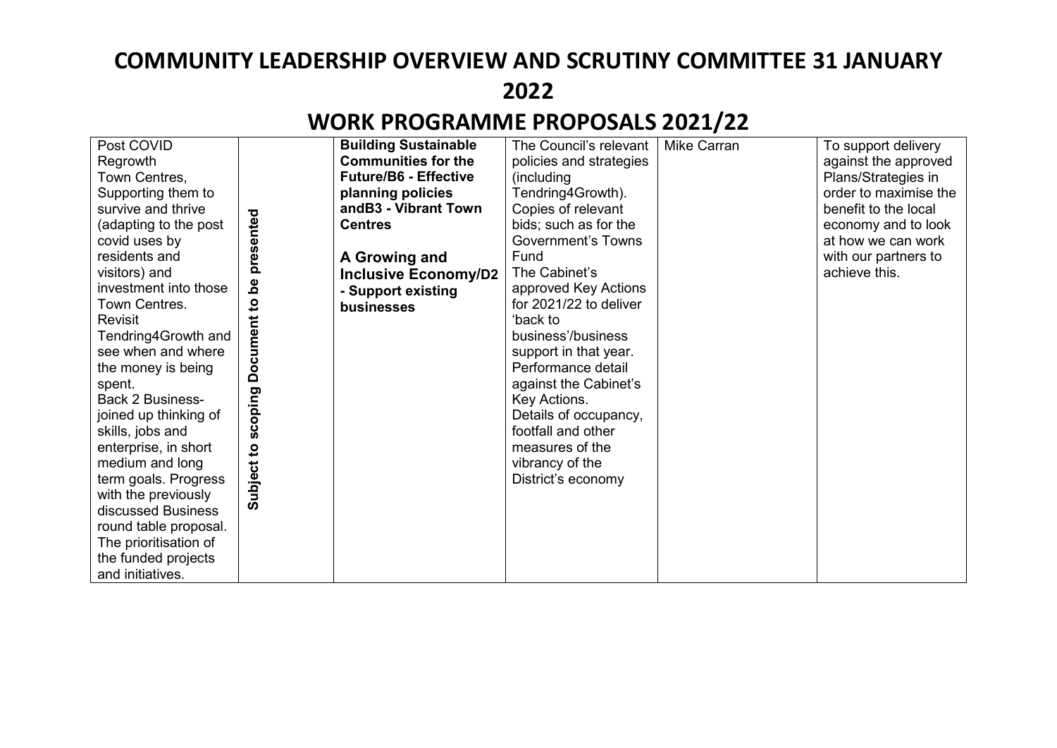# COMMUNITY LEADERSHIP OVERVIEW AND SCRUTINY COMMITTEE 31 JANUARY 2022

# WORK PROGRAMME PROPOSALS 2021/22

| | | | | | |
|---|---|---|---|---|---|
| Post COVID Regrowth<br>Town Centres, Supporting them to survive and thrive (adapting to the post covid uses by residents and visitors) and investment into those Town Centres.<br>Revisit Tendring4Growth and see when and where the money is being spent.<br>Back 2 Business- joined up thinking of skills, jobs and enterprise, in short medium and long term goals. Progress with the previously discussed Business round table proposal.<br>The prioritisation of the funded projects and initiatives. | **Subject to scoping Document to be presented** | **Building Sustainable Communities for the Future/B6 - Effective planning policies andB3 - Vibrant Town Centres**<br><br>**A Growing and Inclusive Economy/D2 - Support existing businesses** | The Council's relevant policies and strategies (including Tendring4Growth).<br>Copies of relevant bids; such as for the Government's Towns Fund<br>The Cabinet's approved Key Actions for 2021/22 to deliver 'back to business'/business support in that year.<br>Performance detail against the Cabinet's Key Actions.<br>Details of occupancy, footfall and other measures of the vibrancy of the District's economy | Mike Carran | To support delivery against the approved Plans/Strategies in order to maximise the benefit to the local economy and to look at how we can work with our partners to achieve this. |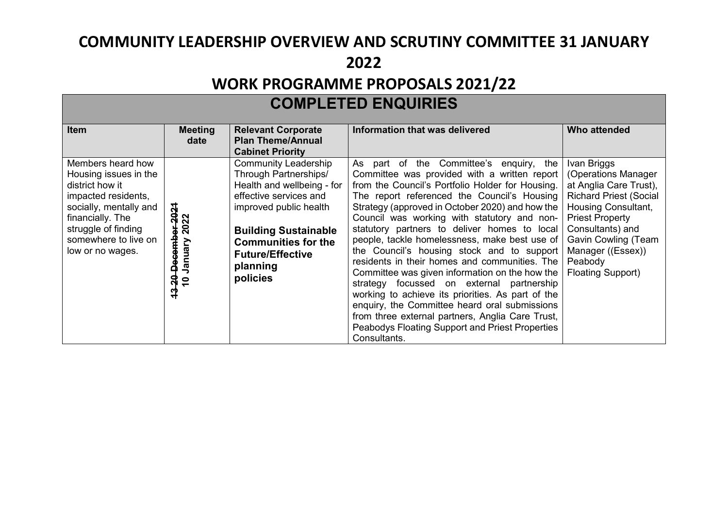# COMMUNITY LEADERSHIP OVERVIEW AND SCRUTINY COMMITTEE 31 JANUARY 2022

# WORK PROGRAMME PROPOSALS 2021/22

## COMPLETED ENQUIRIES

| Item | Meeting date | Relevant Corporate Plan Theme/Annual Cabinet Priority | Information that was delivered | Who attended |
|---|---|---|---|---|
| Members heard how Housing issues in the district how it impacted residents, socially, mentally and financially. The struggle of finding somewhere to live on low or no wages. | ~~13 20 December 2021~~ **10 January 2022** | Community Leadership Through Partnerships/ Health and wellbeing - for effective services and improved public health<br><br>**Building Sustainable Communities for the Future/Effective planning policies** | As part of the Committee's enquiry, the Committee was provided with a written report from the Council's Portfolio Holder for Housing. The report referenced the Council's Housing Strategy (approved in October 2020) and how the Council was working with statutory and non-statutory partners to deliver homes to local people, tackle homelessness, make best use of the Council's housing stock and to support residents in their homes and communities. The Committee was given information on the how the strategy focussed on external partnership working to achieve its priorities. As part of the enquiry, the Committee heard oral submissions from three external partners, Anglia Care Trust, Peabodys Floating Support and Priest Properties Consultants. | Ivan Briggs (Operations Manager at Anglia Care Trust), Richard Priest (Social Housing Consultant, Priest Property Consultants) and Gavin Cowling (Team Manager ((Essex)) Peabody Floating Support) |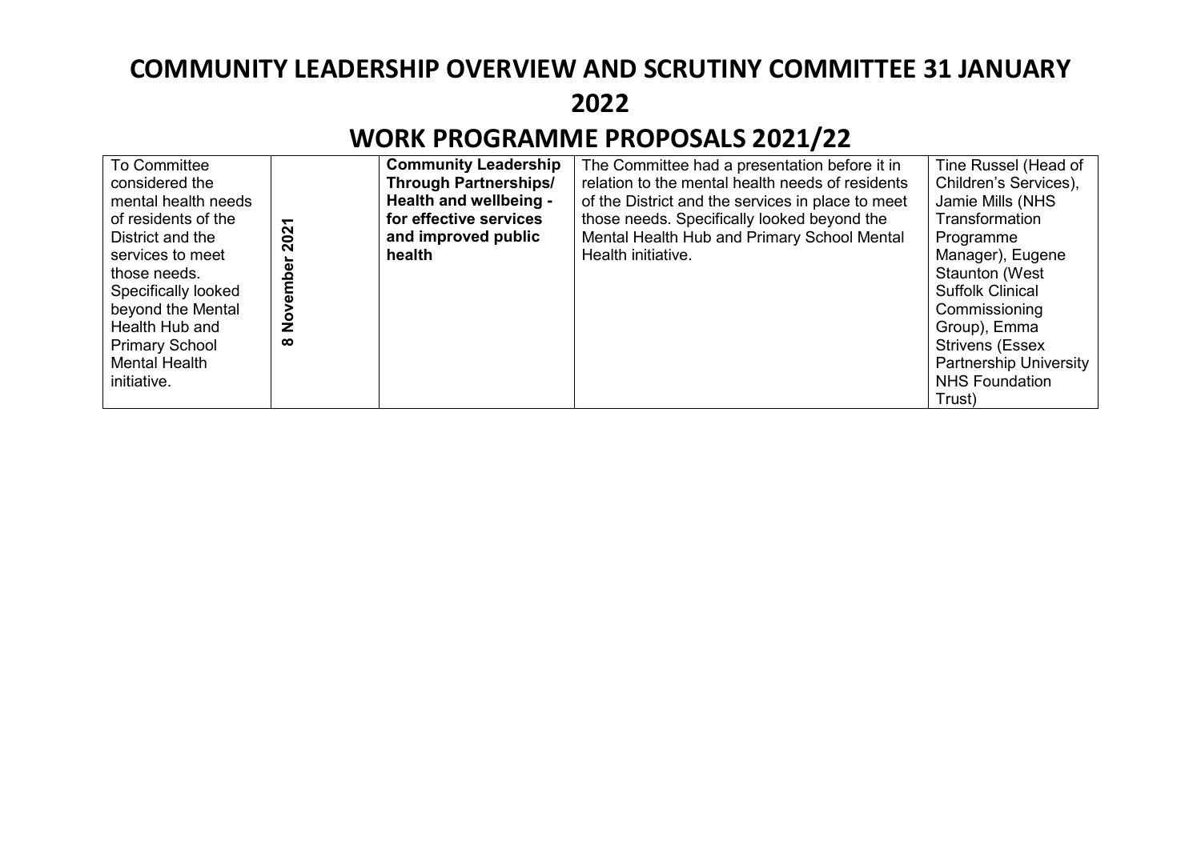# COMMUNITY LEADERSHIP OVERVIEW AND SCRUTINY COMMITTEE 31 JANUARY 2022

# WORK PROGRAMME PROPOSALS 2021/22

| | | | | |
|---|---|---|---|---|
| To Committee considered the mental health needs of residents of the District and the services to meet those needs. Specifically looked beyond the Mental Health Hub and Primary School Mental Health initiative. | **8 November 2021** | **Community Leadership Through Partnerships/ Health and wellbeing - for effective services and improved public health** | The Committee had a presentation before it in relation to the mental health needs of residents of the District and the services in place to meet those needs. Specifically looked beyond the Mental Health Hub and Primary School Mental Health initiative. | Tine Russel (Head of Children's Services), Jamie Mills (NHS Transformation Programme Manager), Eugene Staunton (West Suffolk Clinical Commissioning Group), Emma Strivens (Essex Partnership University NHS Foundation Trust) |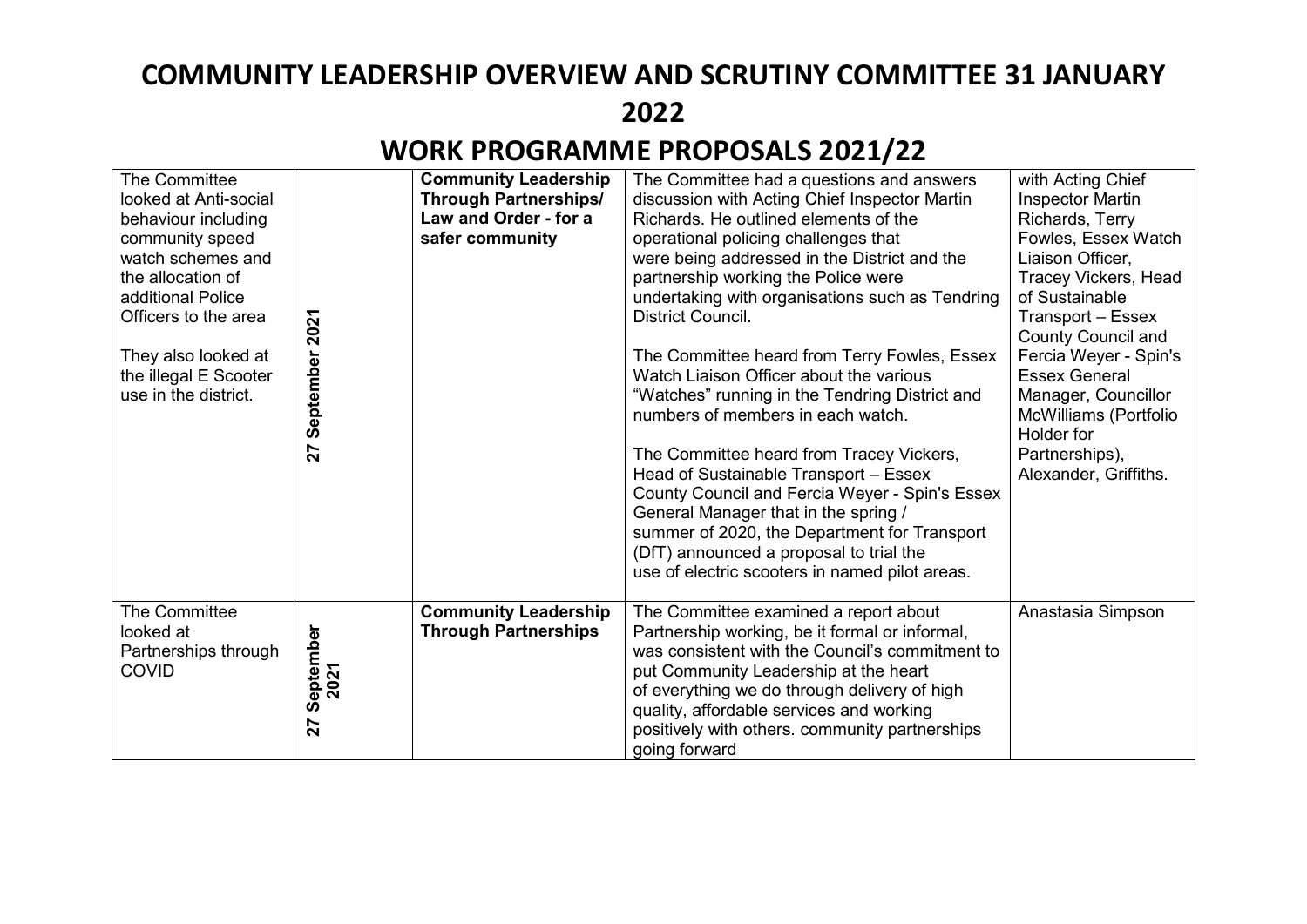# COMMUNITY LEADERSHIP OVERVIEW AND SCRUTINY COMMITTEE 31 JANUARY 2022

# WORK PROGRAMME PROPOSALS 2021/22

| | | | | |
|---|---|---|---|---|
| The Committee looked at Anti-social behaviour including community speed watch schemes and the allocation of additional Police Officers to the area<br><br>They also looked at the illegal E Scooter use in the district. | 27 September 2021 | **Community Leadership Through Partnerships/ Law and Order - for a safer community** | The Committee had a questions and answers discussion with Acting Chief Inspector Martin Richards. He outlined elements of the operational policing challenges that were being addressed in the District and the partnership working the Police were undertaking with organisations such as Tendring District Council.<br><br>The Committee heard from Terry Fowles, Essex Watch Liaison Officer about the various "Watches" running in the Tendring District and numbers of members in each watch.<br><br>The Committee heard from Tracey Vickers, Head of Sustainable Transport – Essex County Council and Fercia Weyer - Spin's Essex General Manager that in the spring / summer of 2020, the Department for Transport (DfT) announced a proposal to trial the use of electric scooters in named pilot areas. | with Acting Chief Inspector Martin Richards, Terry Fowles, Essex Watch Liaison Officer, Tracey Vickers, Head of Sustainable Transport – Essex County Council and Fercia Weyer - Spin's Essex General Manager, Councillor McWilliams (Portfolio Holder for Partnerships), Alexander, Griffiths. |
| The Committee looked at Partnerships through COVID | 27 September 2021 | **Community Leadership Through Partnerships** | The Committee examined a report about Partnership working, be it formal or informal, was consistent with the Council's commitment to put Community Leadership at the heart of everything we do through delivery of high quality, affordable services and working positively with others. community partnerships going forward | Anastasia Simpson |